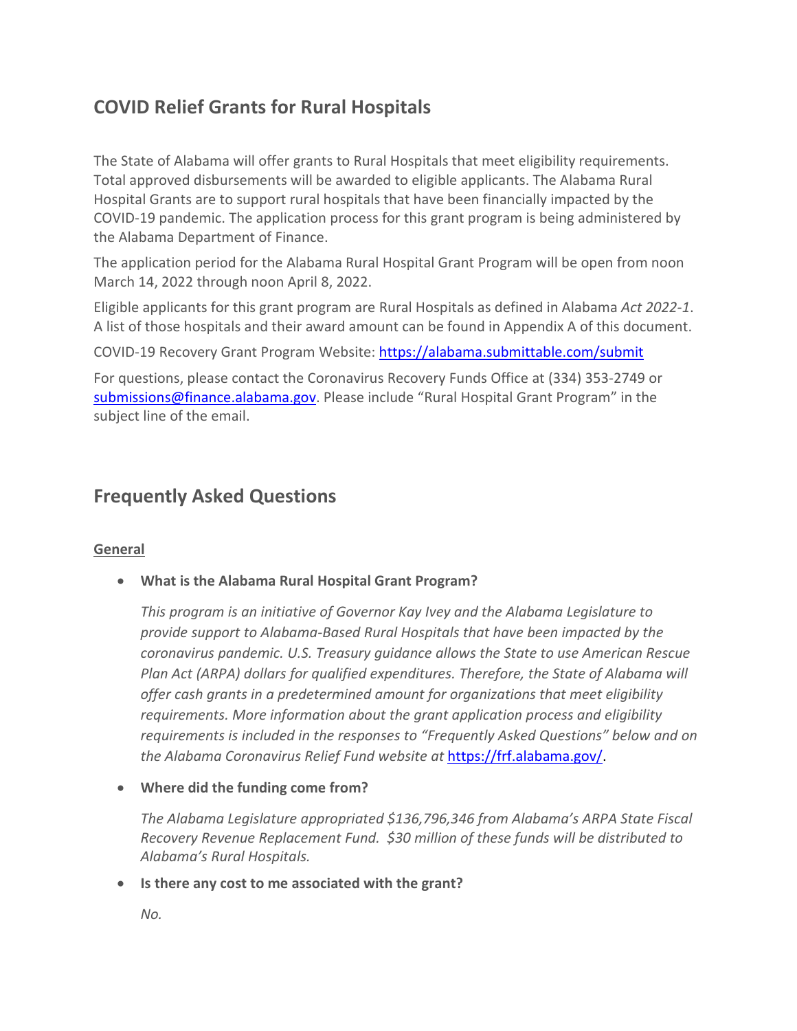## COVID Relief Grants for Rural Hospitals

The State of Alabama will offer grants to Rural Hospitals that meet eligibility requirements. Total approved disbursements will be awarded to eligible applicants. The Alabama Rural Hospital Grants are to support rural hospitals that have been financially impacted by the COVID-19 pandemic. The application process for this grant program is being administered by the Alabama Department of Finance.

The application period for the Alabama Rural Hospital Grant Program will be open from noon March 14, 2022 through noon April 8, 2022.

Eligible applicants for this grant program are Rural Hospitals as defined in Alabama *Act 2022-1*. A list of those hospitals and their award amount can be found in Appendix A of this document.

COVID-19 Recovery Grant Program Website: [https://alabama.submittable.com/submit](https://alabama.submittable.com/submit)

For questions, please contact the Coronavirus Recovery Funds Office at (334) 353-2749 or [submissions@finance.alabama.gov](mailto:submissions@finance.alabama.gov). Please include "Rural Hospital Grant Program" in the subject line of the email.

## Frequently Asked Questions

### General

- **What is the Alabama Rural Hospital Grant Program?**

  *This program is an initiative of Governor Kay Ivey and the Alabama Legislature to provide support to Alabama-Based Rural Hospitals that have been impacted by the coronavirus pandemic. U.S. Treasury guidance allows the State to use American Rescue Plan Act (ARPA) dollars for qualified expenditures. Therefore, the State of Alabama will offer cash grants in a predetermined amount for organizations that meet eligibility requirements. More information about the grant application process and eligibility requirements is included in the responses to "Frequently Asked Questions" below and on the Alabama Coronavirus Relief Fund website at* [https://frf.alabama.gov/](https://frf.alabama.gov/).

- **Where did the funding come from?**

  *The Alabama Legislature appropriated $136,796,346 from Alabama's ARPA State Fiscal Recovery Revenue Replacement Fund. $30 million of these funds will be distributed to Alabama's Rural Hospitals.*

- **Is there any cost to me associated with the grant?**

  *No.*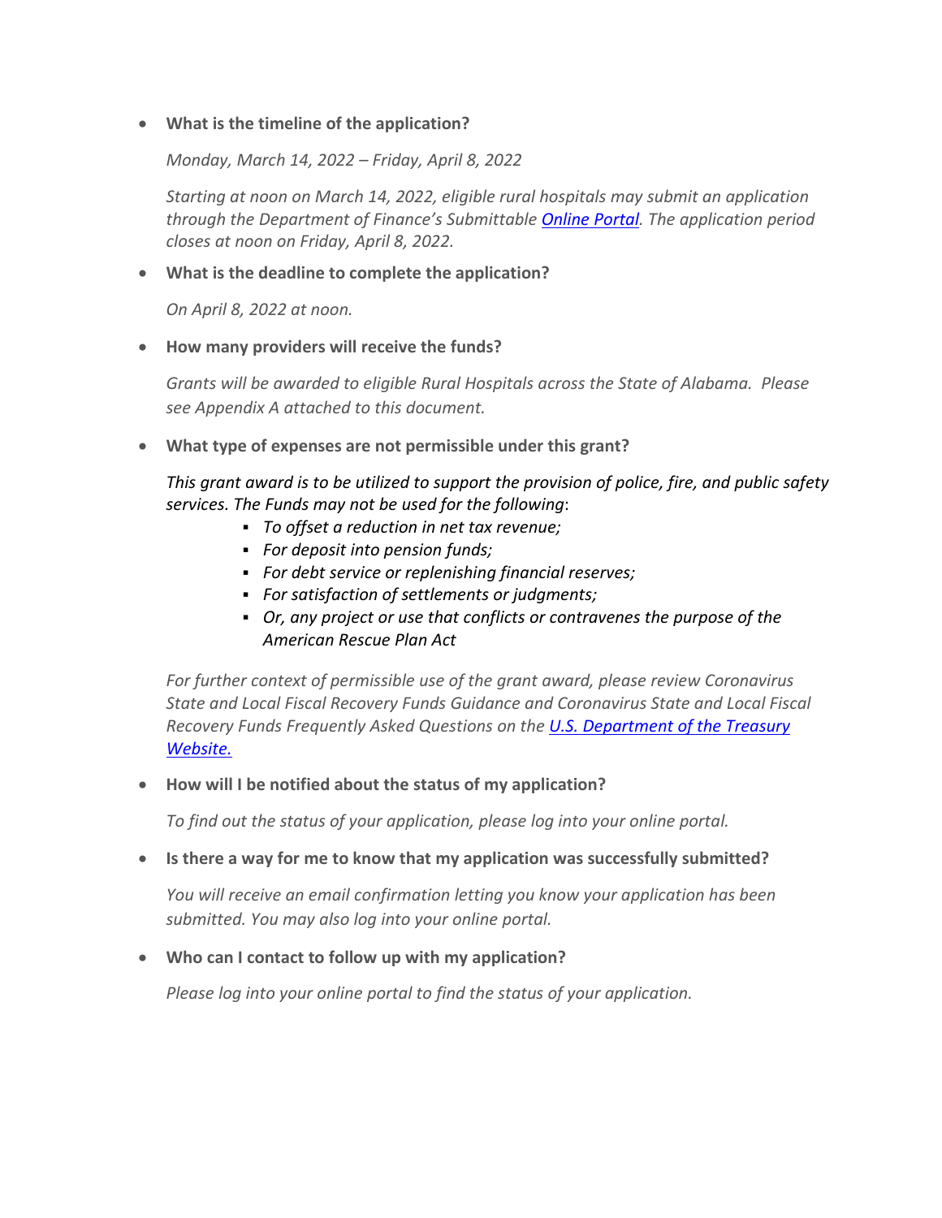- **What is the timeline of the application?**

  *Monday, March 14, 2022 – Friday, April 8, 2022*

  *Starting at noon on March 14, 2022, eligible rural hospitals may submit an application through the Department of Finance's Submittable [Online Portal](). The application period closes at noon on Friday, April 8, 2022.*

- **What is the deadline to complete the application?**

  *On April 8, 2022 at noon.*

- **How many providers will receive the funds?**

  *Grants will be awarded to eligible Rural Hospitals across the State of Alabama. Please see Appendix A attached to this document.*

- **What type of expenses are not permissible under this grant?**

  *This grant award is to be utilized to support the provision of police, fire, and public safety services. The Funds may not be used for the following*:
    - *To offset a reduction in net tax revenue;*
    - *For deposit into pension funds;*
    - *For debt service or replenishing financial reserves;*
    - *For satisfaction of settlements or judgments;*
    - *Or, any project or use that conflicts or contravenes the purpose of the American Rescue Plan Act*

  *For further context of permissible use of the grant award, please review Coronavirus State and Local Fiscal Recovery Funds Guidance and Coronavirus State and Local Fiscal Recovery Funds Frequently Asked Questions on the [U.S. Department of the Treasury Website.]()*

- **How will I be notified about the status of my application?**

  *To find out the status of your application, please log into your online portal.*

- **Is there a way for me to know that my application was successfully submitted?**

  *You will receive an email confirmation letting you know your application has been submitted. You may also log into your online portal.*

- **Who can I contact to follow up with my application?**

  *Please log into your online portal to find the status of your application.*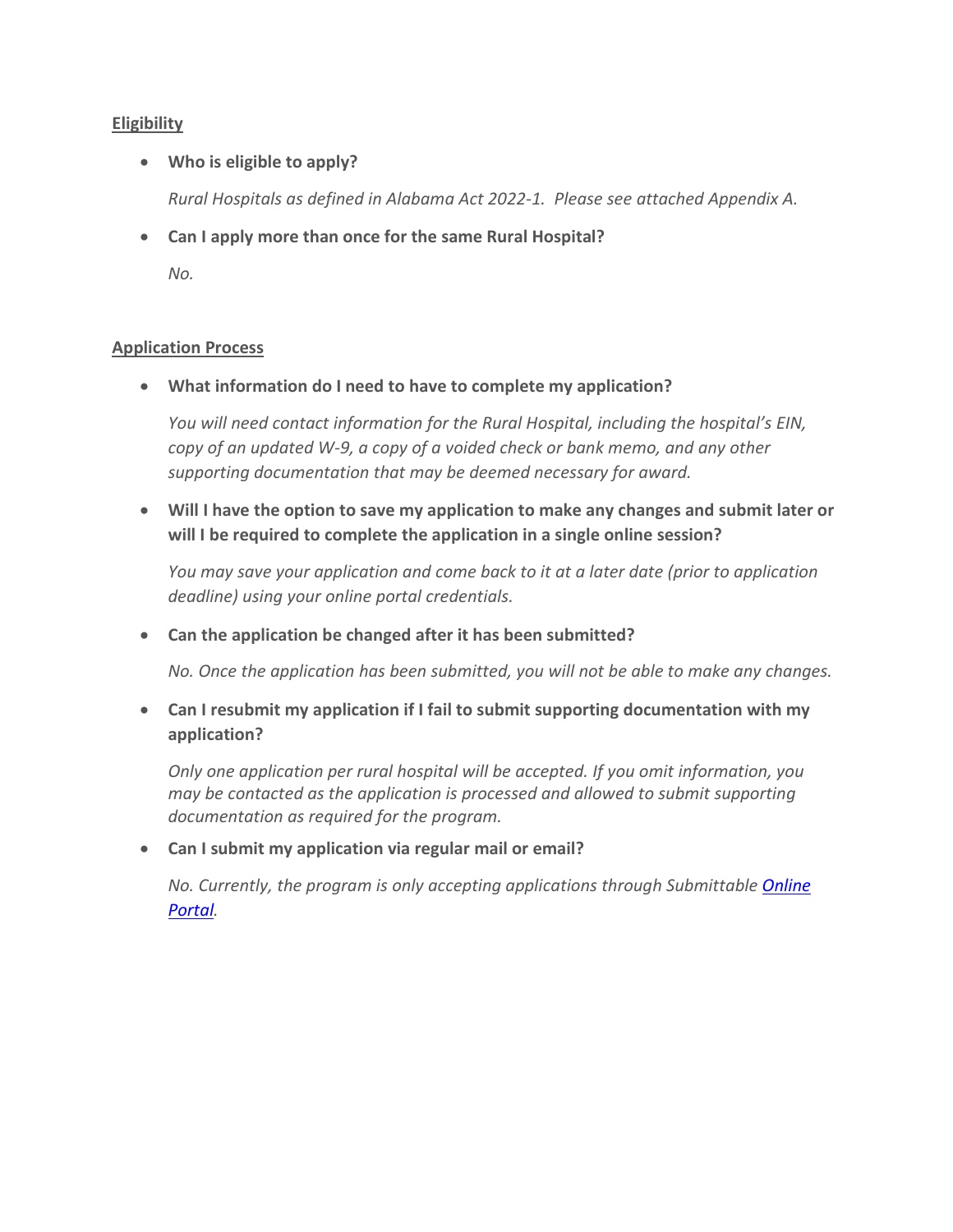## Eligibility

- **Who is eligible to apply?**

  *Rural Hospitals as defined in Alabama Act 2022-1. Please see attached Appendix A.*

- **Can I apply more than once for the same Rural Hospital?**

  *No.*

## Application Process

- **What information do I need to have to complete my application?**

  *You will need contact information for the Rural Hospital, including the hospital's EIN, copy of an updated W-9, a copy of a voided check or bank memo, and any other supporting documentation that may be deemed necessary for award.*

- **Will I have the option to save my application to make any changes and submit later or will I be required to complete the application in a single online session?**

  *You may save your application and come back to it at a later date (prior to application deadline) using your online portal credentials.*

- **Can the application be changed after it has been submitted?**

  *No. Once the application has been submitted, you will not be able to make any changes.*

- **Can I resubmit my application if I fail to submit supporting documentation with my application?**

  *Only one application per rural hospital will be accepted. If you omit information, you may be contacted as the application is processed and allowed to submit supporting documentation as required for the program.*

- **Can I submit my application via regular mail or email?**

  *No. Currently, the program is only accepting applications through Submittable [Online Portal](Online Portal).*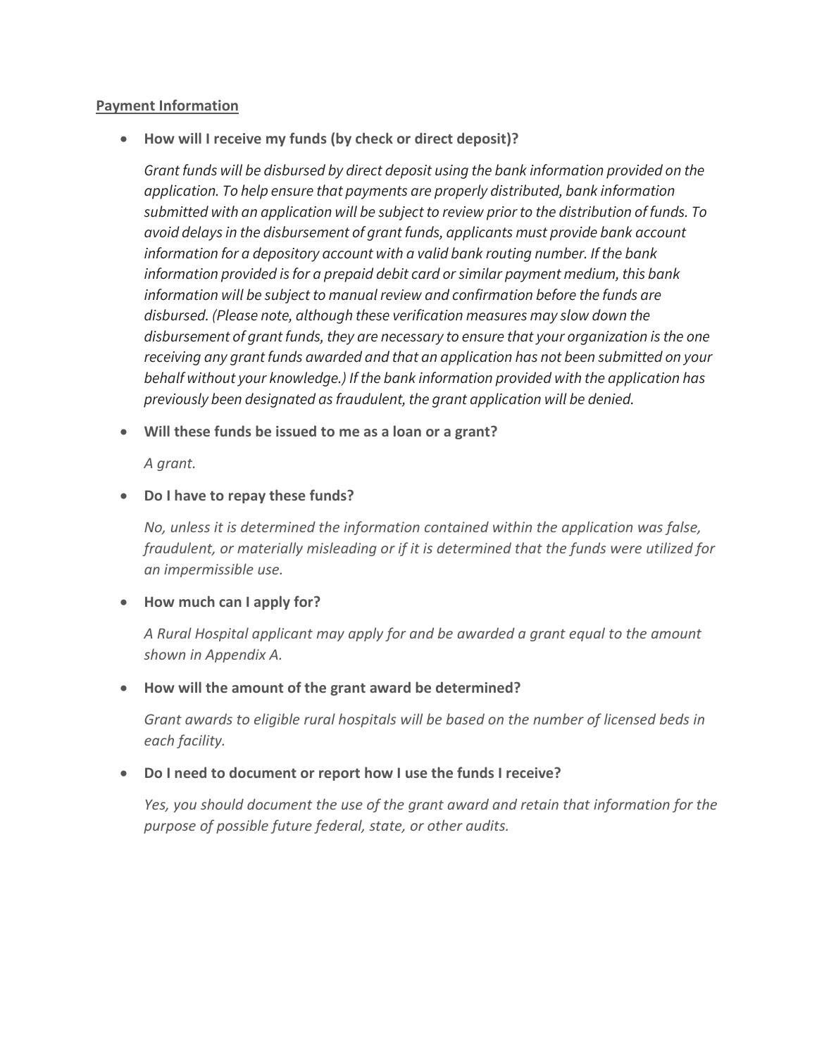**Payment Information**

- **How will I receive my funds (by check or direct deposit)?**

  *Grant funds will be disbursed by direct deposit using the bank information provided on the application. To help ensure that payments are properly distributed, bank information submitted with an application will be subject to review prior to the distribution of funds. To avoid delays in the disbursement of grant funds, applicants must provide bank account information for a depository account with a valid bank routing number. If the bank information provided is for a prepaid debit card or similar payment medium, this bank information will be subject to manual review and confirmation before the funds are disbursed. (Please note, although these verification measures may slow down the disbursement of grant funds, they are necessary to ensure that your organization is the one receiving any grant funds awarded and that an application has not been submitted on your behalf without your knowledge.) If the bank information provided with the application has previously been designated as fraudulent, the grant application will be denied.*

- **Will these funds be issued to me as a loan or a grant?**

  *A grant.*

- **Do I have to repay these funds?**

  *No, unless it is determined the information contained within the application was false, fraudulent, or materially misleading or if it is determined that the funds were utilized for an impermissible use.*

- **How much can I apply for?**

  *A Rural Hospital applicant may apply for and be awarded a grant equal to the amount shown in Appendix A.*

- **How will the amount of the grant award be determined?**

  *Grant awards to eligible rural hospitals will be based on the number of licensed beds in each facility.*

- **Do I need to document or report how I use the funds I receive?**

  *Yes, you should document the use of the grant award and retain that information for the purpose of possible future federal, state, or other audits.*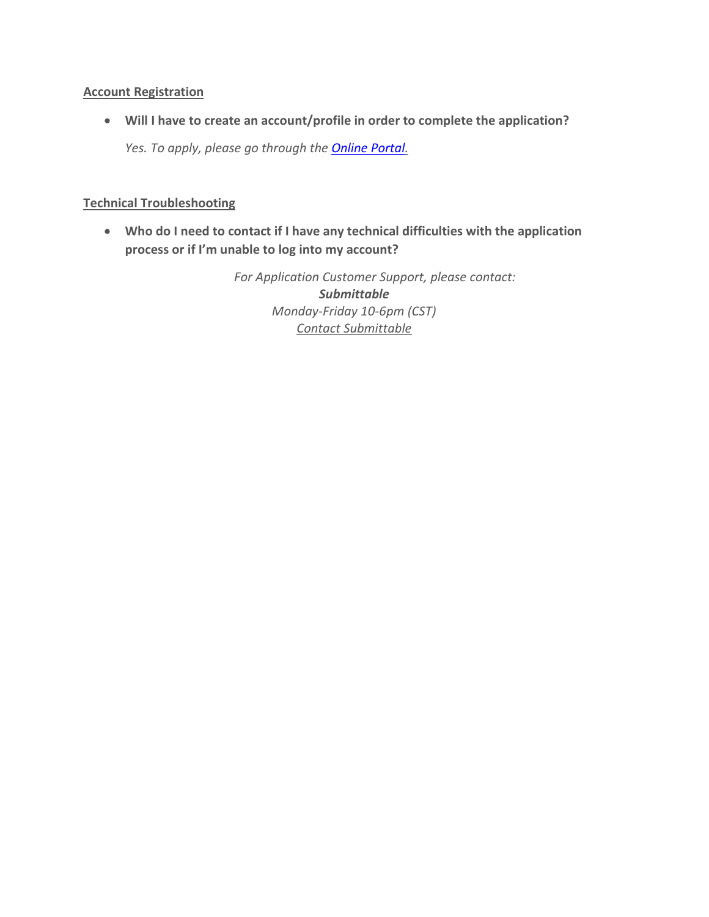**Account Registration**

- **Will I have to create an account/profile in order to complete the application?**

  *Yes. To apply, please go through the [Online Portal](#).*

**Technical Troubleshooting**

- **Who do I need to contact if I have any technical difficulties with the application process or if I'm unable to log into my account?**

  *For Application Customer Support, please contact:*
  ***Submittable***
  *Monday-Friday 10-6pm (CST)*
  *Contact Submittable*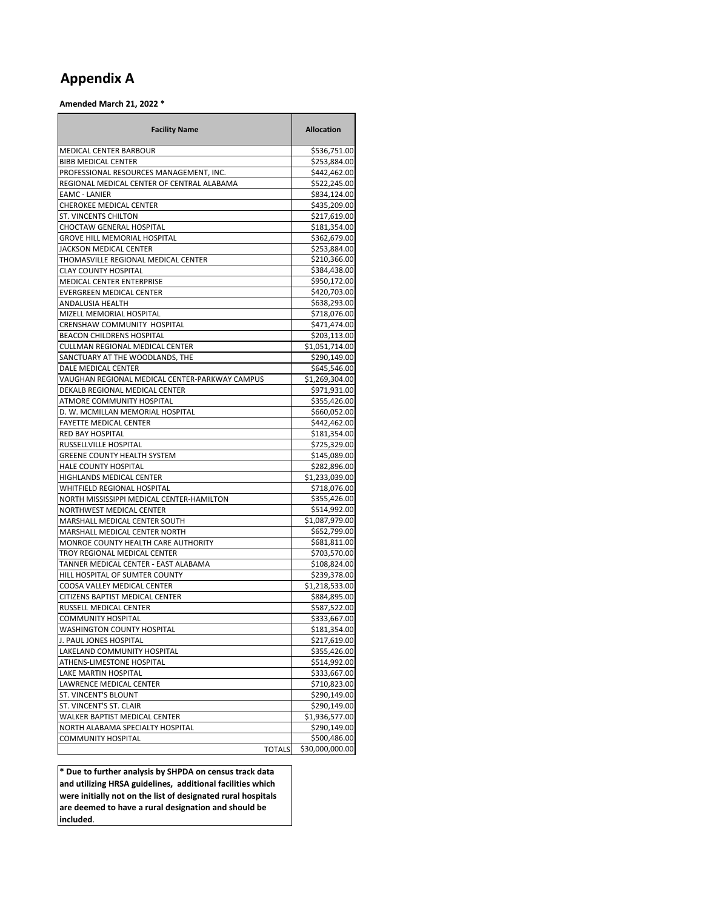# Appendix A

**Amended March 21, 2022 \***

| Facility Name | Allocation |
|---|---|
| MEDICAL CENTER BARBOUR | $536,751.00 |
| BIBB MEDICAL CENTER | $253,884.00 |
| PROFESSIONAL RESOURCES MANAGEMENT, INC. | $442,462.00 |
| REGIONAL MEDICAL CENTER OF CENTRAL ALABAMA | $522,245.00 |
| EAMC - LANIER | $834,124.00 |
| CHEROKEE MEDICAL CENTER | $435,209.00 |
| ST. VINCENTS CHILTON | $217,619.00 |
| CHOCTAW GENERAL HOSPITAL | $181,354.00 |
| GROVE HILL MEMORIAL HOSPITAL | $362,679.00 |
| JACKSON MEDICAL CENTER | $253,884.00 |
| THOMASVILLE REGIONAL MEDICAL CENTER | $210,366.00 |
| CLAY COUNTY HOSPITAL | $384,438.00 |
| MEDICAL CENTER ENTERPRISE | $950,172.00 |
| EVERGREEN MEDICAL CENTER | $420,703.00 |
| ANDALUSIA HEALTH | $638,293.00 |
| MIZELL MEMORIAL HOSPITAL | $718,076.00 |
| CRENSHAW COMMUNITY HOSPITAL | $471,474.00 |
| BEACON CHILDRENS HOSPITAL | $203,113.00 |
| CULLMAN REGIONAL MEDICAL CENTER | $1,051,714.00 |
| SANCTUARY AT THE WOODLANDS, THE | $290,149.00 |
| DALE MEDICAL CENTER | $645,546.00 |
| VAUGHAN REGIONAL MEDICAL CENTER-PARKWAY CAMPUS | $1,269,304.00 |
| DEKALB REGIONAL MEDICAL CENTER | $971,931.00 |
| ATMORE COMMUNITY HOSPITAL | $355,426.00 |
| D. W. MCMILLAN MEMORIAL HOSPITAL | $660,052.00 |
| FAYETTE MEDICAL CENTER | $442,462.00 |
| RED BAY HOSPITAL | $181,354.00 |
| RUSSELLVILLE HOSPITAL | $725,329.00 |
| GREENE COUNTY HEALTH SYSTEM | $145,089.00 |
| HALE COUNTY HOSPITAL | $282,896.00 |
| HIGHLANDS MEDICAL CENTER | $1,233,039.00 |
| WHITFIELD REGIONAL HOSPITAL | $718,076.00 |
| NORTH MISSISSIPPI MEDICAL CENTER-HAMILTON | $355,426.00 |
| NORTHWEST MEDICAL CENTER | $514,992.00 |
| MARSHALL MEDICAL CENTER SOUTH | $1,087,979.00 |
| MARSHALL MEDICAL CENTER NORTH | $652,799.00 |
| MONROE COUNTY HEALTH CARE AUTHORITY | $681,811.00 |
| TROY REGIONAL MEDICAL CENTER | $703,570.00 |
| TANNER MEDICAL CENTER - EAST ALABAMA | $108,824.00 |
| HILL HOSPITAL OF SUMTER COUNTY | $239,378.00 |
| COOSA VALLEY MEDICAL CENTER | $1,218,533.00 |
| CITIZENS BAPTIST MEDICAL CENTER | $884,895.00 |
| RUSSELL MEDICAL CENTER | $587,522.00 |
| COMMUNITY HOSPITAL | $333,667.00 |
| WASHINGTON COUNTY HOSPITAL | $181,354.00 |
| J. PAUL JONES HOSPITAL | $217,619.00 |
| LAKELAND COMMUNITY HOSPITAL | $355,426.00 |
| ATHENS-LIMESTONE HOSPITAL | $514,992.00 |
| LAKE MARTIN HOSPITAL | $333,667.00 |
| LAWRENCE MEDICAL CENTER | $710,823.00 |
| ST. VINCENT'S BLOUNT | $290,149.00 |
| ST. VINCENT'S ST. CLAIR | $290,149.00 |
| WALKER BAPTIST MEDICAL CENTER | $1,936,577.00 |
| NORTH ALABAMA SPECIALTY HOSPITAL | $290,149.00 |
| COMMUNITY HOSPITAL | $500,486.00 |
| TOTALS | $30,000,000.00 |

**\* Due to further analysis by SHPDA on census track data and utilizing HRSA guidelines, additional facilities which were initially not on the list of designated rural hospitals are deemed to have a rural designation and should be included**.